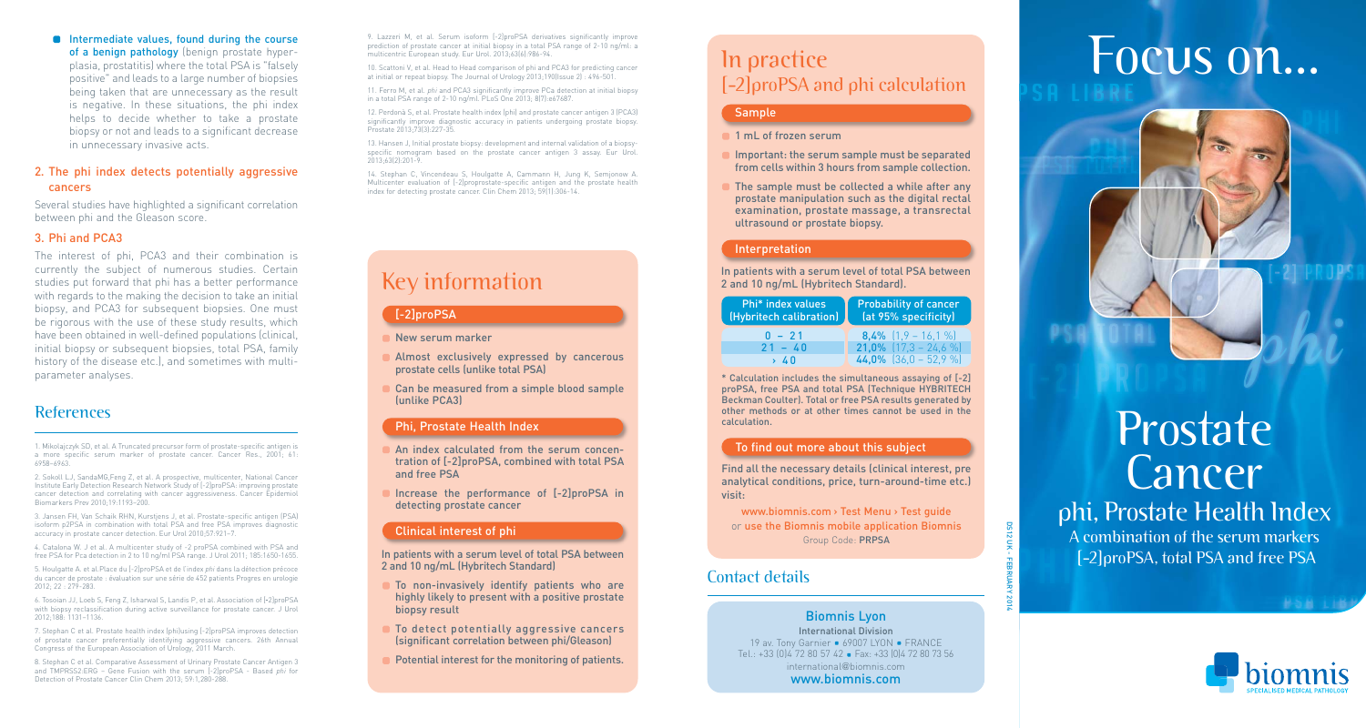- **Intermediate values, found during the course of a benign pathology** (benign prostate hyperplasia, prostatitis) where the total PSA is "falsely positive" and leads to a large number of biopsies being taken that are unnecessary as the result is negative. In these situations, the phi index helps to decide whether to take a prostate biopsy or not and leads to a significant decrease in unnecessary invasive acts.

### 2. The phi index detects potentially aggressive cancers

Several studies have highlighted a significant correlation between phi and the Gleason score.

### 3. Phi and PCA3

The interest of phi, PCA3 and their combination is currently the subject of numerous studies. Certain studies put forward that phi has a better performance with regards to the making the decision to take an initial biopsy, and PCA3 for subsequent biopsies. One must be rigorous with the use of these study results, which have been obtained in well-defined populations (clinical, initial biopsy or subsequent biopsies, total PSA, family history of the disease etc.), and sometimes with multi-parameter analyses.

## References

1. Mikolajczyk SD, et al. A Truncated precursor form of prostate-specific antigen is a more specific serum marker of prostate cancer. Cancer Res., 2001; 61: 6958-6963.

2. Sokoll LJ, SandaMG,Feng Z, et al. A prospective, multicenter, National Cancer Institute Early Detection Research Network Study of [-2]proPSA: improving prostate cancer detection and correlating with cancer aggressiveness. Cancer Epidemiol Biomarkers Prev 2010;19:1193–200.

3. Jansen FH, Van Schaik RHN, Kurstjens J, et al. Prostate-specific antigen (PSA) isoform p2PSA in combination with total PSA and free PSA improves diagnostic accuracy in prostate cancer detection. Eur Urol 2010;57:921–7.

4. Catalona W. J et al. A multicenter study of -2 proPSA combined with PSA and free PSA for Pca detection in 2 to 10 ng/ml PSA range. J Urol 2011; 185:1650-1655.

5. Houlgatte A. et al.Place du [-2]proPSA et de l'index *phi* dans la détection précoce du cancer de prostate : évaluation sur une série de 452 patients Progres en urologie 2012; 22 : 279-283.

6. Tosoian JJ, Loeb S, Feng Z, Isharwal S, Landis P, et al. Association of [-2]proPSA with biopsy reclassification during active surveillance for prostate cancer. J Urol 2012;188: 1131-1136.

7. Stephan C et al. Prostate health index (phi)using [-2]proPSA improves detection of prostate cancer preferentially identifying aggressive cancers. 26th Annual Congress of the European Association of Urology, 2011 March.

8. Stephan C et al. Comparative Assessment of Urinary Prostate Cancer Antigen 3 and TMPRSS2:ERG – Gene Fusion with the serum [-2]proPSA - Based *phi* for Detection of Prostate Cancer Clin Chem 2013; 59:1,280-288.

9. Lazzeri M, et al. Serum isoform [-2]proPSA derivatives significantly improve prediction of prostate cancer at initial biopsy in a total PSA range of 2-10 ng/ml: a multicentric European study. Eur Urol. 2013;63(6):986–94.

10. Scattoni V, et al. Head to Head comparison of phi and PCA3 for predicting cancer at initial or repeat biopsy. The Journal of Urology 2013;190(Issue 2) : 496-501.

11. Ferro M, et al. *phi* and PCA3 significantly improve PCa detection at initial biopsy in a total PSA range of 2-10 ng/ml. PLoS One 2013; 8(7):e67687.

12. Perdonà S, et al. Prostate health index (phi) and prostate cancer antigen 3 (PCA3) significantly improve diagnostic accuracy in patients undergoing prostate biopsy. Prostate 2013;73(3):227-35.

13. Hansen J, Initial prostate biopsy: development and internal validation of a biopsy-specific nomogram based on the prostate cancer antigen 3 assay. Eur Urol. 2013;63(2):201-9.

14. Stephan C, Vincendeau S, Houlgatte A, Cammann H, Jung K, Semjonow A. Multicenter evaluation of [-2]proprostate-specific antigen and the prostate health index for detecting prostate cancer. Clin Chem 2013; 59(1):306-14.

## Key information

### [-2]proPSA

- New serum marker
- Almost exclusively expressed by cancerous prostate cells (unlike total PSA)
- Can be measured from a simple blood sample (unlike PCA3)

### Phi, Prostate Health Index

- An index calculated from the serum concentration of [-2]proPSA, combined with total PSA and free PSA
- Increase the performance of [-2]proPSA in detecting prostate cancer

### Clinical interest of phi

In patients with a serum level of total PSA between 2 and 10 ng/mL (Hybritech Standard)

- To non-invasively identify patients who are highly likely to present with a positive prostate biopsy result
- To detect potentially aggressive cancers (significant correlation between phi/Gleason)
- Potential interest for the monitoring of patients.

## In practice [-2]proPSA and phi calculation

### Sample

- 1 mL of frozen serum
- Important: the serum sample must be separated from cells within 3 hours from sample collection.
- The sample must be collected a while after any prostate manipulation such as the digital rectal examination, prostate massage, a transrectal ultrasound or prostate biopsy.

### Interpretation

In patients with a serum level of total PSA between 2 and 10 ng/mL (Hybritech Standard).

| Phi* index values (Hybritech calibration) | Probability of cancer (at 95% specificity) |
|---|---|
| 0 – 21 | **8,4%** (1,9 – 16,1 %) |
| 21 – 40 | **21,0%** (17,3 – 24,6 %) |
| > 40 | **44,0%** (36,0 – 52,9 %) |

\* Calculation includes the simultaneous assaying of [-2] proPSA, free PSA and total PSA (Technique HYBRITECH Beckman Coulter). Total or free PSA results generated by other methods or at other times cannot be used in the calculation.

### To find out more about this subject

Find all the necessary details (clinical interest, pre analytical conditions, price, turn-around-time etc.) visit:

www.biomnis.com › Test Menu › Test guide
or use the Biomnis mobile application Biomnis
Group Code: **PRPSA**

## Contact details

**Biomnis Lyon**
International Division
19 av. Tony Garnier • 69007 LYON • FRANCE
Tel.: +33 (0)4 72 80 57 42 • Fax: +33 (0)4 72 80 73 56
international@biomnis.com
**www.biomnis.com**

DS12 UK - FEBRUARY 2014

# Focus on...

# Prostate Cancer

## phi, Prostate Health Index

A combination of the serum markers [-2]proPSA, total PSA and free PSA

biomnis
SPECIALISED MEDICAL PATHOLOGY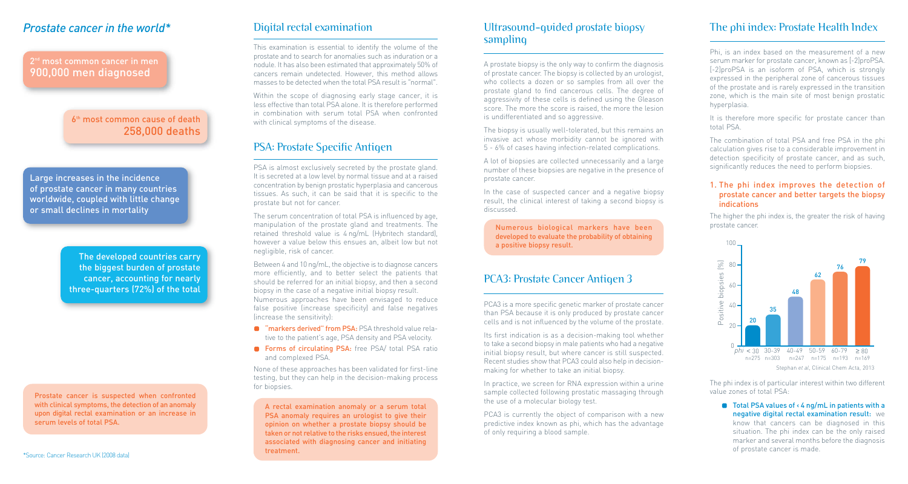# *Prostate cancer in the world**

2nd most common cancer in men
900,000 men diagnosed

6th most common cause of death
258,000 deaths

Large increases in the incidence of prostate cancer in many countries worldwide, coupled with little change or small declines in mortality

The developed countries carry the biggest burden of prostate cancer, accounting for nearly three-quarters (72%) of the total

Prostate cancer is suspected when confronted with clinical symptoms, the detection of an anomaly upon digital rectal examination or an increase in serum levels of total PSA.

*Source: Cancer Research UK (2008 data)

## Digital rectal examination

This examination is essential to identify the volume of the prostate and to search for anomalies such as induration or a nodule. It has also been estimated that approximately 50% of cancers remain undetected. However, this method allows masses to be detected when the total PSA result is "normal".

Within the scope of diagnosing early stage cancer, it is less effective than total PSA alone. It is therefore performed in combination with serum total PSA when confronted with clinical symptoms of the disease.

## PSA: Prostate Specific Antigen

PSA is almost exclusively secreted by the prostate gland. It is secreted at a low level by normal tissue and at a raised concentration by benign prostatic hyperplasia and cancerous tissues. As such, it can be said that it is specific to the prostate but not for cancer.

The serum concentration of total PSA is influenced by age, manipulation of the prostate gland and treatments. The retained threshold value is 4 ng/mL (Hybritech standard), however a value below this ensues an, albeit low but not negligible, risk of cancer.

Between 4 and 10 ng/mL, the objective is to diagnose cancers more efficiently, and to better select the patients that should be referred for an initial biopsy, and then a second biopsy in the case of a negative initial biopsy result.
Numerous approaches have been envisaged to reduce false positive (increase specificity) and false negatives (increase the sensitivity):

- **"markers derived" from PSA:** PSA threshold value relative to the patient's age, PSA density and PSA velocity.
- **Forms of circulating PSA:** free PSA/ total PSA ratio and complexed PSA.

None of these approaches has been validated for first-line testing, but they can help in the decision-making process for biopsies.

A rectal examination anomaly or a serum total PSA anomaly requires an urologist to give their opinion on whether a prostate biopsy should be taken or not relative to the risks ensued, the interest associated with diagnosing cancer and initiating treatment.

## Ultrasound-guided prostate biopsy sampling

A prostate biopsy is the only way to confirm the diagnosis of prostate cancer. The biopsy is collected by an urologist, who collects a dozen or so samples from all over the prostate gland to find cancerous cells. The degree of aggressivity of these cells is defined using the Gleason score. The more the score is raised, the more the lesion is undifferentiated and so aggressive.

The biopsy is usually well-tolerated, but this remains an invasive act whose morbidity cannot be ignored with 5 - 6% of cases having infection-related complications.

A lot of biopsies are collected unnecessarily and a large number of these biopsies are negative in the presence of prostate cancer.

In the case of suspected cancer and a negative biopsy result, the clinical interest of taking a second biopsy is discussed.

**Numerous biological markers have been developed to evaluate the probability of obtaining a positive biopsy result.**

## PCA3: Prostate Cancer Antigen 3

PCA3 is a more specific genetic marker of prostate cancer than PSA because it is only produced by prostate cancer cells and is not influenced by the volume of the prostate.

Its first indication is as a decision-making tool whether to take a second biopsy in male patients who had a negative initial biopsy result, but where cancer is still suspected. Recent studies show that PCA3 could also help in decision-making for whether to take an initial biopsy.

In practice, we screen for RNA expression within a urine sample collected following prostatic massaging through the use of a molecular biology test.

PCA3 is currently the object of comparison with a new predictive index known as phi, which has the advantage of only requiring a blood sample.

## The phi index: Prostate Health Index

Phi, is an index based on the measurement of a new serum marker for prostate cancer, known as [-2]proPSA. [-2]proPSA is an isoform of PSA, which is strongly expressed in the peripheral zone of cancerous tissues of the prostate and is rarely expressed in the transition zone, which is the main site of most benign prostatic hyperplasia.

It is therefore more specific for prostate cancer than total PSA.

The combination of total PSA and free PSA in the phi calculation gives rise to a considerable improvement in detection specificity of prostate cancer, and as such, significantly reduces the need to perform biopsies.

### 1. The phi index improves the detection of prostate cancer and better targets the biopsy indications

The higher the phi index is, the greater the risk of having prostate cancer.

Positive biopsies (%)
100
80
60
40
20
0
20 35 48 62 76 79
*phi* < 30 30-39 40-49 50-59 60-79 ≥ 80
n=275 n=303 n=247 n=175 n=193 n=169
Stephan *et al*, Clinical Chem Acta, 2013

The phi index is of particular interest within two different value zones of total PSA:

- **Total PSA values of < 4 ng/mL in patients with a negative digital rectal examination result:** we know that cancers can be diagnosed in this situation. The phi index can be the only raised marker and several months before the diagnosis of prostate cancer is made.